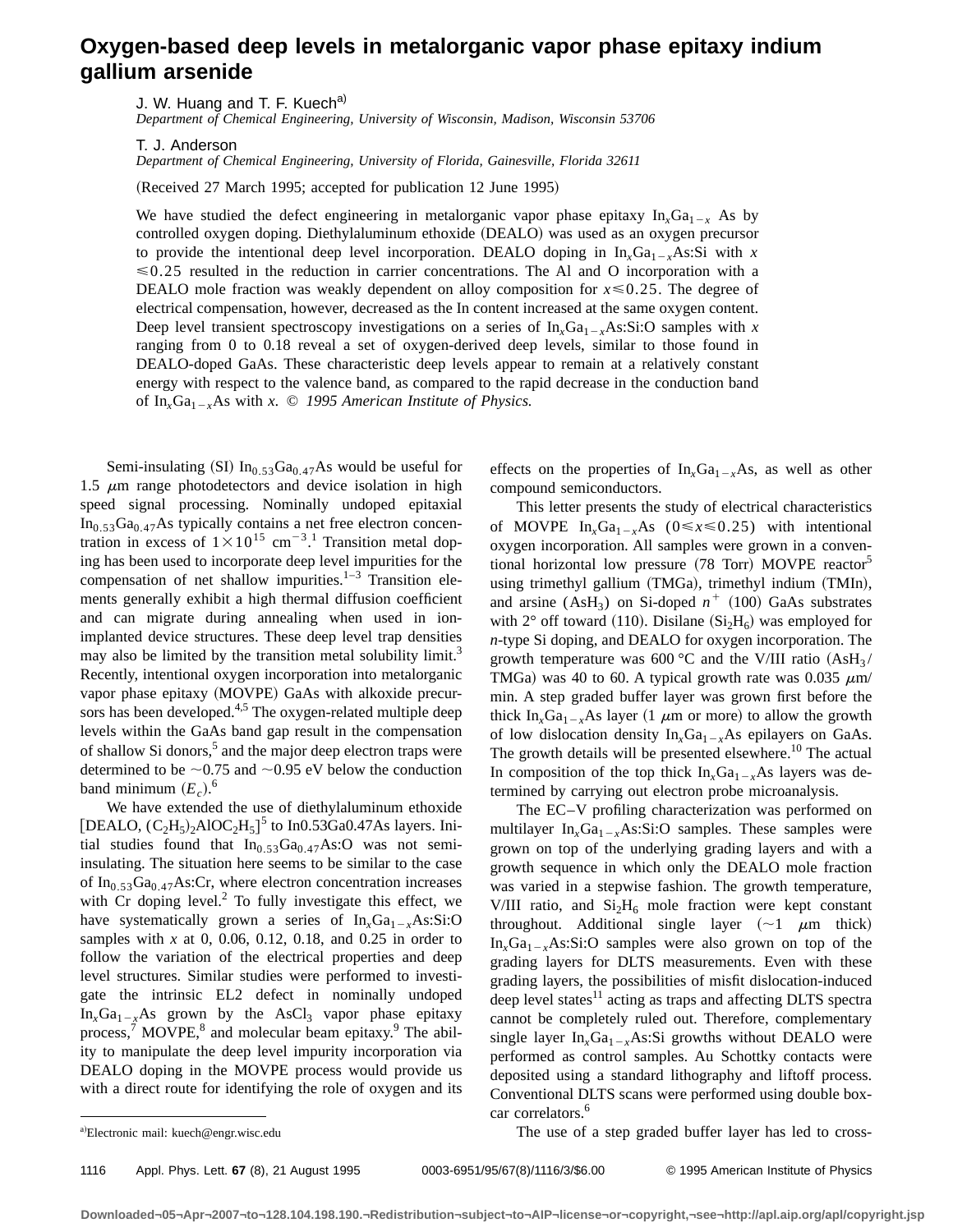# Oxygen-based deep levels in metalorganic vapor phase epitaxy indium gallium arsenide

J. W. Huang and T. F. Kuech[a)]
*Department of Chemical Engineering, University of Wisconsin, Madison, Wisconsin 53706*

T. J. Anderson
*Department of Chemical Engineering, University of Florida, Gainesville, Florida 32611*

(Received 27 March 1995; accepted for publication 12 June 1995)

We have studied the defect engineering in metalorganic vapor phase epitaxy $In_xGa_{1-x}As$ by controlled oxygen doping. Diethylaluminum ethoxide (DEALO) was used as an oxygen precursor to provide the intentional deep level incorporation. DEALO doping in $In_xGa_{1-x}As$:Si with $x \leqslant 0.25$ resulted in the reduction in carrier concentrations. The Al and O incorporation with a DEALO mole fraction was weakly dependent on alloy composition for $x \leqslant 0.25$. The degree of electrical compensation, however, decreased as the In content increased at the same oxygen content. Deep level transient spectroscopy investigations on a series of $In_xGa_{1-x}As$:Si:O samples with $x$ ranging from 0 to 0.18 reveal a set of oxygen-derived deep levels, similar to those found in DEALO-doped GaAs. These characteristic deep levels appear to remain at a relatively constant energy with respect to the valence band, as compared to the rapid decrease in the conduction band of $In_xGa_{1-x}As$ with $x$. *© 1995 American Institute of Physics.*

Semi-insulating (SI) $In_{0.53}Ga_{0.47}As$ would be useful for 1.5 $\mu$m range photodetectors and device isolation in high speed signal processing. Nominally undoped epitaxial $In_{0.53}Ga_{0.47}As$ typically contains a net free electron concentration in excess of $1\times10^{15}$ cm$^{-3}$.[1] Transition metal doping has been used to incorporate deep level impurities for the compensation of net shallow impurities.[1–3] Transition elements generally exhibit a high thermal diffusion coefficient and can migrate during annealing when used in ion-implanted device structures. These deep level trap densities may also be limited by the transition metal solubility limit.[3] Recently, intentional oxygen incorporation into metalorganic vapor phase epitaxy (MOVPE) GaAs with alkoxide precursors has been developed.[4,5] The oxygen-related multiple deep levels within the GaAs band gap result in the compensation of shallow Si donors,[5] and the major deep electron traps were determined to be ~0.75 and ~0.95 eV below the conduction band minimum ($E_c$).[6]

We have extended the use of diethylaluminum ethoxide [DEALO, $(C_2H_5)_2AlOC_2H_5$][5] to In0.53Ga0.47As layers. Initial studies found that $In_{0.53}Ga_{0.47}As$:O was not semi-insulating. The situation here seems to be similar to the case of $In_{0.53}Ga_{0.47}As$:Cr, where electron concentration increases with Cr doping level.[2] To fully investigate this effect, we have systematically grown a series of $In_xGa_{1-x}As$:Si:O samples with $x$ at 0, 0.06, 0.12, 0.18, and 0.25 in order to follow the variation of the electrical properties and deep level structures. Similar studies were performed to investigate the intrinsic EL2 defect in nominally undoped $In_xGa_{1-x}As$ grown by the $AsCl_3$ vapor phase epitaxy process,[7] MOVPE,[8] and molecular beam epitaxy.[9] The ability to manipulate the deep level impurity incorporation via DEALO doping in the MOVPE process would provide us with a direct route for identifying the role of oxygen and its effects on the properties of $In_xGa_{1-x}As$, as well as other compound semiconductors.

This letter presents the study of electrical characteristics of MOVPE $In_xGa_{1-x}As$ ($0 \leqslant x \leqslant 0.25$) with intentional oxygen incorporation. All samples were grown in a conventional horizontal low pressure (78 Torr) MOVPE reactor[5] using trimethyl gallium (TMGa), trimethyl indium (TMIn), and arsine ($AsH_3$) on Si-doped $n^+$ (100) GaAs substrates with 2° off toward (110). Disilane ($Si_2H_6$) was employed for $n$-type Si doping, and DEALO for oxygen incorporation. The growth temperature was 600 °C and the V/III ratio ($AsH_3$/TMGa) was 40 to 60. A typical growth rate was 0.035 $\mu$m/min. A step graded buffer layer was grown first before the thick $In_xGa_{1-x}As$ layer (1 $\mu$m or more) to allow the growth of low dislocation density $In_xGa_{1-x}As$ epilayers on GaAs. The growth details will be presented elsewhere.[10] The actual In composition of the top thick $In_xGa_{1-x}As$ layers was determined by carrying out electron probe microanalysis.

The EC–V profiling characterization was performed on multilayer $In_xGa_{1-x}As$:Si:O samples. These samples were grown on top of the underlying grading layers and with a growth sequence in which only the DEALO mole fraction was varied in a stepwise fashion. The growth temperature, V/III ratio, and $Si_2H_6$ mole fraction were kept constant throughout. Additional single layer (~1 $\mu$m thick) $In_xGa_{1-x}As$:Si:O samples were also grown on top of the grading layers for DLTS measurements. Even with these grading layers, the possibilities of misfit dislocation-induced deep level states[11] acting as traps and affecting DLTS spectra cannot be completely ruled out. Therefore, complementary single layer $In_xGa_{1-x}As$:Si growths without DEALO were performed as control samples. Au Schottky contacts were deposited using a standard lithography and liftoff process. Conventional DLTS scans were performed using double boxcar correlators.[6]

The use of a step graded buffer layer has led to cross-

[a)]Electronic mail: kuech@engr.wisc.edu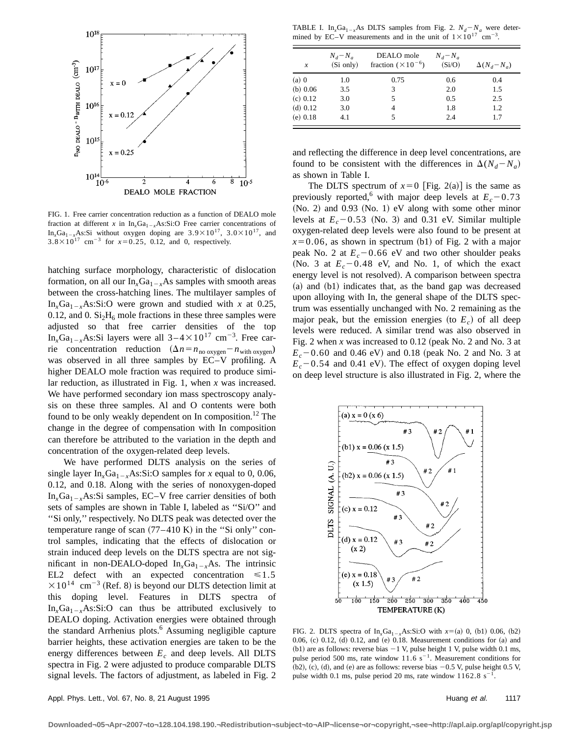FIG. 1. Free carrier concentration reduction as a function of DEALO mole fraction at different $x$ in $In_xGa_{1-x}As$:Si:O Free carrier concentrations of $In_xGa_{1-x}As$:Si without oxygen doping are $3.9\times10^{17}$, $3.0\times10^{17}$, and $3.8\times10^{17}$ cm$^{-3}$ for $x=0.25$, 0.12, and 0, respectively.

hatching surface morphology, characteristic of dislocation formation, on all our $In_xGa_{1-x}As$ samples with smooth areas between the cross-hatching lines. The multilayer samples of $In_xGa_{1-x}As$:Si:O were grown and studied with $x$ at 0.25, 0.12, and 0. $Si_2H_6$ mole fractions in these three samples were adjusted so that free carrier densities of the top $In_xGa_{1-x}As$:Si layers were all $3-4\times10^{17}$ cm$^{-3}$. Free carrie concentration reduction $(\Delta n = n_{\text{no oxygen}} - n_{\text{with oxygen}})$ was observed in all three samples by EC–V profiling. A higher DEALO mole fraction was required to produce similar reduction, as illustrated in Fig. 1, when $x$ was increased. We have performed secondary ion mass spectroscopy analysis on these three samples. Al and O contents were both found to be only weakly dependent on In composition.[12] The change in the degree of compensation with In composition can therefore be attributed to the variation in the depth and concentration of the oxygen-related deep levels.

We have performed DLTS analysis on the series of single layer $In_xGa_{1-x}As$:Si:O samples for $x$ equal to 0, 0.06, 0.12, and 0.18. Along with the series of nonoxygen-doped $In_xGa_{1-x}As$:Si samples, EC–V free carrier densities of both sets of samples are shown in Table I, labeled as ''Si/O'' and ''Si only,'' respectively. No DLTS peak was detected over the temperature range of scan (77–410 K) in the ''Si only'' control samples, indicating that the effects of dislocation or strain induced deep levels on the DLTS spectra are not significant in non-DEALO-doped $In_xGa_{1-x}As$. The intrinsic EL2 defect with an expected concentration $\leqslant 1.5\times10^{14}$ cm$^{-3}$ (Ref. 8) is beyond our DLTS detection limit at this doping level. Features in DLTS spectra of $In_xGa_{1-x}As$:Si:O can thus be attributed exclusively to DEALO doping. Activation energies were obtained through the standard Arrhenius plots.[6] Assuming negligible capture barrier heights, these activation energies are taken to be the energy differences between $E_c$ and deep levels. All DLTS spectra in Fig. 2 were adjusted to produce comparable DLTS signal levels. The factors of adjustment, as labeled in Fig. 2 and reflecting the difference in deep level concentrations, are found to be consistent with the differences in $\Delta(N_d - N_a)$ as shown in Table I.

TABLE I. $In_xGa_{1-x}As$ DLTS samples from Fig. 2. $N_d - N_a$ were determined by EC–V measurements and in the unit of $1\times10^{17}$ cm$^{-3}$.

| $x$ | $N_d - N_a$ (Si only) | DEALO mole fraction ($\times10^{-6}$) | $N_d - N_a$ (Si/O) | $\Delta(N_d - N_a)$ |
|---|---|---|---|---|
| (a) 0 | 1.0 | 0.75 | 0.6 | 0.4 |
| (b) 0.06 | 3.5 | 3 | 2.0 | 1.5 |
| (c) 0.12 | 3.0 | 5 | 0.5 | 2.5 |
| (d) 0.12 | 3.0 | 4 | 1.8 | 1.2 |
| (e) 0.18 | 4.1 | 5 | 2.4 | 1.7 |

The DLTS spectrum of $x=0$ [Fig. 2(a)] is the same as previously reported,[6] with major deep levels at $E_c - 0.73$ (No. 2) and 0.93 (No. 1) eV along with some other minor levels at $E_c - 0.53$ (No. 3) and 0.31 eV. Similar multiple oxygen-related deep levels were also found to be present at $x=0.06$, as shown in spectrum (b1) of Fig. 2 with a major peak No. 2 at $E_c - 0.66$ eV and two other shoulder peaks (No. 3 at $E_c - 0.48$ eV, and No. 1, of which the exact energy level is not resolved). A comparison between spectra (a) and (b1) indicates that, as the band gap was decreased upon alloying with In, the general shape of the DLTS spectrum was essentially unchanged with No. 2 remaining as the major peak, but the emission energies (to $E_c$) of all deep levels were reduced. A similar trend was also observed in Fig. 2 when $x$ was increased to 0.12 (peak No. 2 and No. 3 at $E_c - 0.60$ and 0.46 eV) and 0.18 (peak No. 2 and No. 3 at $E_c - 0.54$ and 0.41 eV). The effect of oxygen doping level on deep level structure is also illustrated in Fig. 2, where the

FIG. 2. DLTS spectra of $In_xGa_{1-x}As$:Si:O with $x$=(a) 0, (b1) 0.06, (b2) 0.06, (c) 0.12, (d) 0.12, and (e) 0.18. Measurement conditions for (a) and (b1) are as follows: reverse bias $-1$ V, pulse height 1 V, pulse width 0.1 ms, pulse period 500 ms, rate window 11.6 s$^{-1}$. Measurement conditions for (b2), (c), (d), and (e) are as follows: reverse bias $-0.5$ V, pulse height 0.5 V, pulse width 0.1 ms, pulse period 20 ms, rate window 1162.8 s$^{-1}$.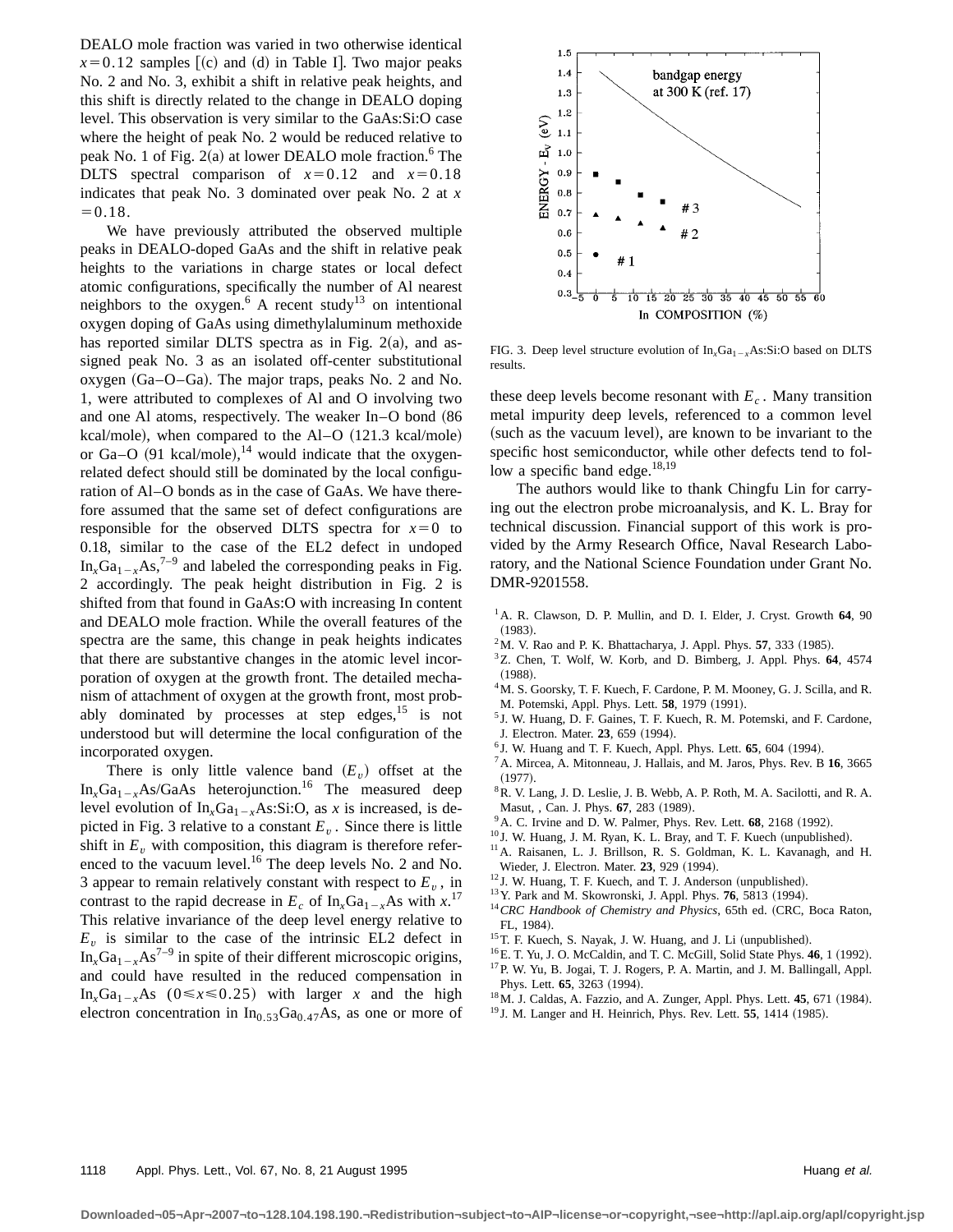DEALO mole fraction was varied in two otherwise identical $x=0.12$ samples [(c) and (d) in Table I]. Two major peaks No. 2 and No. 3, exhibit a shift in relative peak heights, and this shift is directly related to the change in DEALO doping level. This observation is very similar to the GaAs:Si:O case where the height of peak No. 2 would be reduced relative to peak No. 1 of Fig. 2(a) at lower DEALO mole fraction.[6] The DLTS spectral comparison of $x=0.12$ and $x=0.18$ indicates that peak No. 3 dominated over peak No. 2 at $x=0.18$.

We have previously attributed the observed multiple peaks in DEALO-doped GaAs and the shift in relative peak heights to the variations in charge states or local defect atomic configurations, specifically the number of Al nearest neighbors to the oxygen.[6] A recent study[13] on intentional oxygen doping of GaAs using dimethylaluminum methoxide has reported similar DLTS spectra as in Fig. 2(a), and assigned peak No. 3 as an isolated off-center substitutional oxygen (Ga–O–Ga). The major traps, peaks No. 2 and No. 1, were attributed to complexes of Al and O involving two and one Al atoms, respectively. The weaker In–O bond (86 kcal/mole), when compared to the Al–O (121.3 kcal/mole) or Ga–O (91 kcal/mole),[14] would indicate that the oxygen-related defect should still be dominated by the local configuration of Al–O bonds as in the case of GaAs. We have therefore assumed that the same set of defect configurations are responsible for the observed DLTS spectra for $x=0$ to 0.18, similar to the case of the EL2 defect in undoped $In_xGa_{1-x}As$,[7–9] and labeled the corresponding peaks in Fig. 2 accordingly. The peak height distribution in Fig. 2 is shifted from that found in GaAs:O with increasing In content and DEALO mole fraction. While the overall features of the spectra are the same, this change in peak heights indicates that there are substantive changes in the atomic level incorporation of oxygen at the growth front. The detailed mechanism of attachment of oxygen at the growth front, most probably dominated by processes at step edges,[15] is not understood but will determine the local configuration of the incorporated oxygen.

There is only little valence band ($E_v$) offset at the $In_xGa_{1-x}As$/GaAs heterojunction.[16] The measured deep level evolution of $In_xGa_{1-x}As$:Si:O, as $x$ is increased, is depicted in Fig. 3 relative to a constant $E_v$. Since there is little shift in $E_v$ with composition, this diagram is therefore referenced to the vacuum level.[16] The deep levels No. 2 and No. 3 appear to remain relatively constant with respect to $E_v$, in contrast to the rapid decrease in $E_c$ of $In_xGa_{1-x}As$ with $x$.[17] This relative invariance of the deep level energy relative to $E_v$ is similar to the case of the intrinsic EL2 defect in $In_xGa_{1-x}As$[7–9] in spite of their different microscopic origins, and could have resulted in the reduced compensation in $In_xGa_{1-x}As$ ($0 \leqslant x \leqslant 0.25$) with larger $x$ and the high electron concentration in $In_{0.53}Ga_{0.47}As$, as one or more of these deep levels become resonant with $E_c$. Many transition metal impurity deep levels, referenced to a common level (such as the vacuum level), are known to be invariant to the specific host semiconductor, while other defects tend to follow a specific band edge.[18,19]

ENERGY - $E_V$ (eV)
1.5
1.4
1.3
1.2
1.1
1.0
0.9
0.8
0.7
0.6
0.5
0.4
0.3
bandgap energy
at 300 K (ref. 17)
# 3
# 2
# 1
-5 0 5 10 15 20 25 30 35 40 45 50 55 60
In COMPOSITION (%)

FIG. 3. Deep level structure evolution of $In_xGa_{1-x}As$:Si:O based on DLTS results.

The authors would like to thank Chingfu Lin for carrying out the electron probe microanalysis, and K. L. Bray for technical discussion. Financial support of this work is provided by the Army Research Office, Naval Research Laboratory, and the National Science Foundation under Grant No. DMR-9201558.

[1] A. R. Clawson, D. P. Mullin, and D. I. Elder, J. Cryst. Growth **64**, 90 (1983).
[2] M. V. Rao and P. K. Bhattacharya, J. Appl. Phys. **57**, 333 (1985).
[3] Z. Chen, T. Wolf, W. Korb, and D. Bimberg, J. Appl. Phys. **64**, 4574 (1988).
[4] M. S. Goorsky, T. F. Kuech, F. Cardone, P. M. Mooney, G. J. Scilla, and R. M. Potemski, Appl. Phys. Lett. **58**, 1979 (1991).
[5] J. W. Huang, D. F. Gaines, T. F. Kuech, R. M. Potemski, and F. Cardone, J. Electron. Mater. **23**, 659 (1994).
[6] J. W. Huang and T. F. Kuech, Appl. Phys. Lett. **65**, 604 (1994).
[7] A. Mircea, A. Mitonneau, J. Hallais, and M. Jaros, Phys. Rev. B **16**, 3665 (1977).
[8] R. V. Lang, J. D. Leslie, J. B. Webb, A. P. Roth, M. A. Sacilotti, and R. A. Masut, , Can. J. Phys. **67**, 283 (1989).
[9] A. C. Irvine and D. W. Palmer, Phys. Rev. Lett. **68**, 2168 (1992).
[10] J. W. Huang, J. M. Ryan, K. L. Bray, and T. F. Kuech (unpublished).
[11] A. Raisanen, L. J. Brillson, R. S. Goldman, K. L. Kavanagh, and H. Wieder, J. Electron. Mater. **23**, 929 (1994).
[12] J. W. Huang, T. F. Kuech, and T. J. Anderson (unpublished).
[13] Y. Park and M. Skowronski, J. Appl. Phys. **76**, 5813 (1994).
[14] *CRC Handbook of Chemistry and Physics*, 65th ed. (CRC, Boca Raton, FL, 1984).
[15] T. F. Kuech, S. Nayak, J. W. Huang, and J. Li (unpublished).
[16] E. T. Yu, J. O. McCaldin, and T. C. McGill, Solid State Phys. **46**, 1 (1992).
[17] P. W. Yu, B. Jogai, T. J. Rogers, P. A. Martin, and J. M. Ballingall, Appl. Phys. Lett. **65**, 3263 (1994).
[18] M. J. Caldas, A. Fazzio, and A. Zunger, Appl. Phys. Lett. **45**, 671 (1984).
[19] J. M. Langer and H. Heinrich, Phys. Rev. Lett. **55**, 1414 (1985).